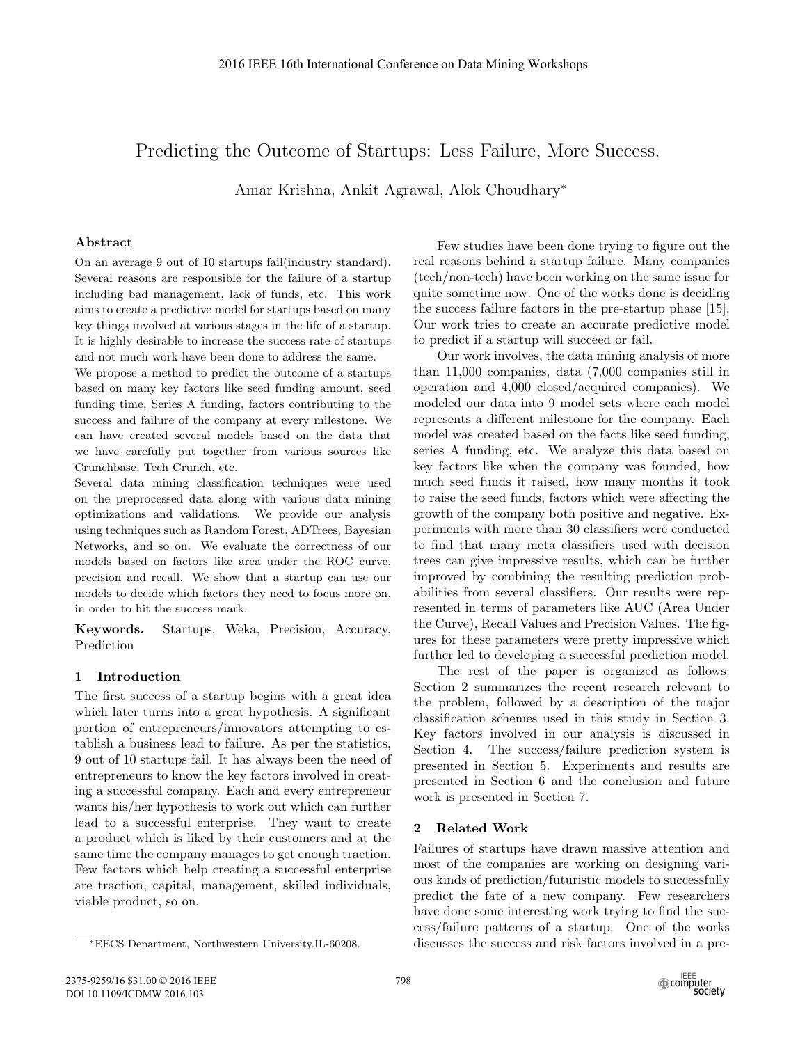# Predicting the Outcome of Startups: Less Failure, More Success.

Amar Krishna, Ankit Agrawal, Alok Choudhary[*]

## Abstract

On an average 9 out of 10 startups fail(industry standard). Several reasons are responsible for the failure of a startup including bad management, lack of funds, etc. This work aims to create a predictive model for startups based on many key things involved at various stages in the life of a startup. It is highly desirable to increase the success rate of startups and not much work have been done to address the same.

We propose a method to predict the outcome of a startups based on many key factors like seed funding amount, seed funding time, Series A funding, factors contributing to the success and failure of the company at every milestone. We can have created several models based on the data that we have carefully put together from various sources like Crunchbase, Tech Crunch, etc.

Several data mining classification techniques were used on the preprocessed data along with various data mining optimizations and validations. We provide our analysis using techniques such as Random Forest, ADTrees, Bayesian Networks, and so on. We evaluate the correctness of our models based on factors like area under the ROC curve, precision and recall. We show that a startup can use our models to decide which factors they need to focus more on, in order to hit the success mark.

**Keywords.** Startups, Weka, Precision, Accuracy, Prediction

## 1 Introduction

The first success of a startup begins with a great idea which later turns into a great hypothesis. A significant portion of entrepreneurs/innovators attempting to establish a business lead to failure. As per the statistics, 9 out of 10 startups fail. It has always been the need of entrepreneurs to know the key factors involved in creating a successful company. Each and every entrepreneur wants his/her hypothesis to work out which can further lead to a successful enterprise. They want to create a product which is liked by their customers and at the same time the company manages to get enough traction. Few factors which help creating a successful enterprise are traction, capital, management, skilled individuals, viable product, so on.

Few studies have been done trying to figure out the real reasons behind a startup failure. Many companies (tech/non-tech) have been working on the same issue for quite sometime now. One of the works done is deciding the success failure factors in the pre-startup phase [15]. Our work tries to create an accurate predictive model to predict if a startup will succeed or fail.

Our work involves, the data mining analysis of more than 11,000 companies, data (7,000 companies still in operation and 4,000 closed/acquired companies). We modeled our data into 9 model sets where each model represents a different milestone for the company. Each model was created based on the facts like seed funding, series A funding, etc. We analyze this data based on key factors like when the company was founded, how much seed funds it raised, how many months it took to raise the seed funds, factors which were affecting the growth of the company both positive and negative. Experiments with more than 30 classifiers were conducted to find that many meta classifiers used with decision trees can give impressive results, which can be further improved by combining the resulting prediction probabilities from several classifiers. Our results were represented in terms of parameters like AUC (Area Under the Curve), Recall Values and Precision Values. The figures for these parameters were pretty impressive which further led to developing a successful prediction model.

The rest of the paper is organized as follows: Section 2 summarizes the recent research relevant to the problem, followed by a description of the major classification schemes used in this study in Section 3. Key factors involved in our analysis is discussed in Section 4. The success/failure prediction system is presented in Section 5. Experiments and results are presented in Section 6 and the conclusion and future work is presented in Section 7.

## 2 Related Work

Failures of startups have drawn massive attention and most of the companies are working on designing various kinds of prediction/futuristic models to successfully predict the fate of a new company. Few researchers have done some interesting work trying to find the success/failure patterns of a startup. One of the works discusses the success and risk factors involved in a pre-

[*]EECS Department, Northwestern University.IL-60208.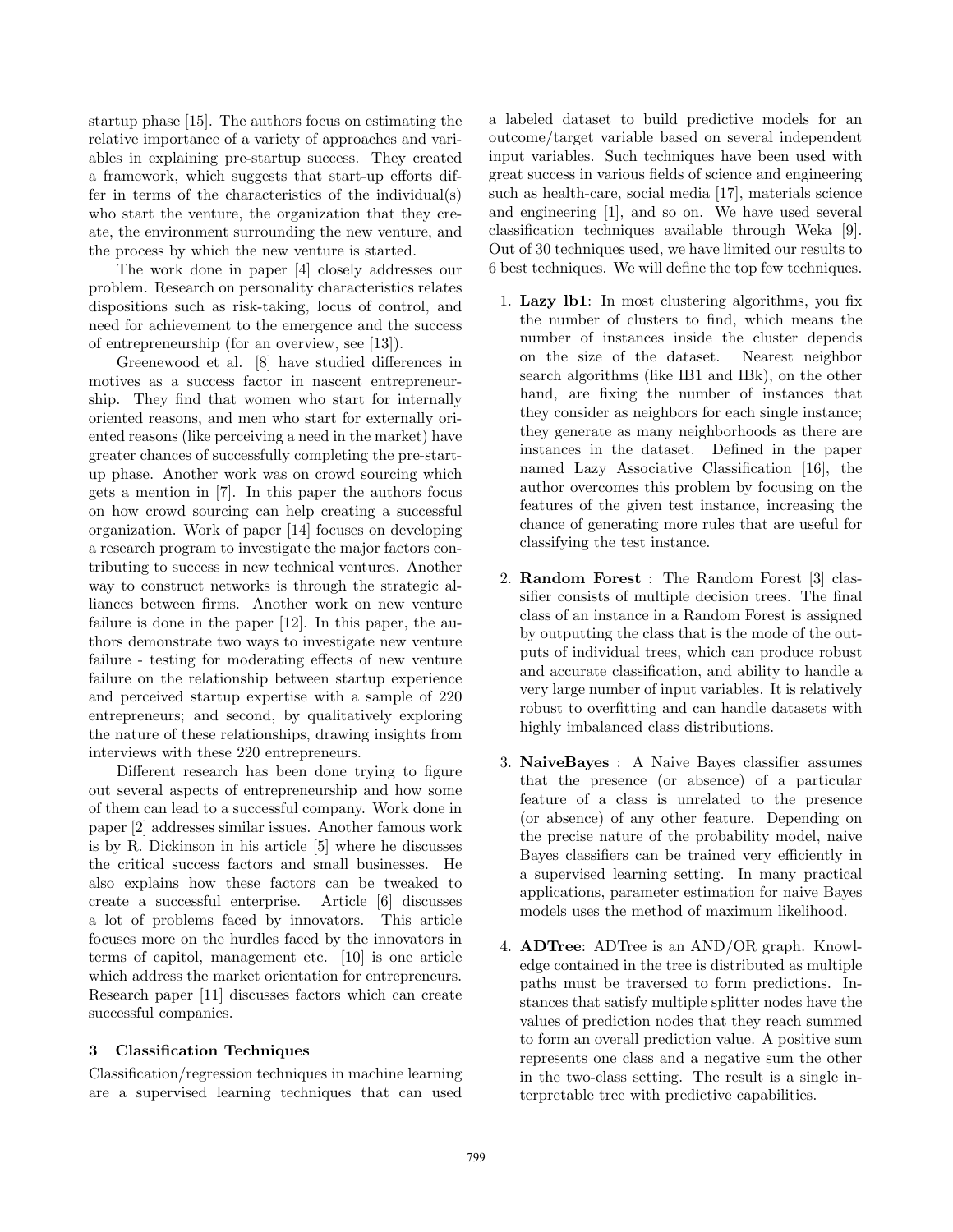startup phase [15]. The authors focus on estimating the relative importance of a variety of approaches and variables in explaining pre-startup success. They created a framework, which suggests that start-up efforts differ in terms of the characteristics of the individual(s) who start the venture, the organization that they create, the environment surrounding the new venture, and the process by which the new venture is started.

The work done in paper [4] closely addresses our problem. Research on personality characteristics relates dispositions such as risk-taking, locus of control, and need for achievement to the emergence and the success of entrepreneurship (for an overview, see [13]).

Greenewood et al. [8] have studied differences in motives as a success factor in nascent entrepreneurship. They find that women who start for internally oriented reasons, and men who start for externally oriented reasons (like perceiving a need in the market) have greater chances of successfully completing the pre-start-up phase. Another work was on crowd sourcing which gets a mention in [7]. In this paper the authors focus on how crowd sourcing can help creating a successful organization. Work of paper [14] focuses on developing a research program to investigate the major factors contributing to success in new technical ventures. Another way to construct networks is through the strategic alliances between firms. Another work on new venture failure is done in the paper [12]. In this paper, the authors demonstrate two ways to investigate new venture failure - testing for moderating effects of new venture failure on the relationship between startup experience and perceived startup expertise with a sample of 220 entrepreneurs; and second, by qualitatively exploring the nature of these relationships, drawing insights from interviews with these 220 entrepreneurs.

Different research has been done trying to figure out several aspects of entrepreneurship and how some of them can lead to a successful company. Work done in paper [2] addresses similar issues. Another famous work is by R. Dickinson in his article [5] where he discusses the critical success factors and small businesses. He also explains how these factors can be tweaked to create a successful enterprise. Article [6] discusses a lot of problems faced by innovators. This article focuses more on the hurdles faced by the innovators in terms of capitol, management etc. [10] is one article which address the market orientation for entrepreneurs. Research paper [11] discusses factors which can create successful companies.

## 3 Classification Techniques

Classification/regression techniques in machine learning are a supervised learning techniques that can used a labeled dataset to build predictive models for an outcome/target variable based on several independent input variables. Such techniques have been used with great success in various fields of science and engineering such as health-care, social media [17], materials science and engineering [1], and so on. We have used several classification techniques available through Weka [9]. Out of 30 techniques used, we have limited our results to 6 best techniques. We will define the top few techniques.

1. **Lazy lb1**: In most clustering algorithms, you fix the number of clusters to find, which means the number of instances inside the cluster depends on the size of the dataset. Nearest neighbor search algorithms (like IB1 and IBk), on the other hand, are fixing the number of instances that they consider as neighbors for each single instance; they generate as many neighborhoods as there are instances in the dataset. Defined in the paper named Lazy Associative Classification [16], the author overcomes this problem by focusing on the features of the given test instance, increasing the chance of generating more rules that are useful for classifying the test instance.

2. **Random Forest** : The Random Forest [3] classifier consists of multiple decision trees. The final class of an instance in a Random Forest is assigned by outputting the class that is the mode of the outputs of individual trees, which can produce robust and accurate classification, and ability to handle a very large number of input variables. It is relatively robust to overfitting and can handle datasets with highly imbalanced class distributions.

3. **NaiveBayes** : A Naive Bayes classifier assumes that the presence (or absence) of a particular feature of a class is unrelated to the presence (or absence) of any other feature. Depending on the precise nature of the probability model, naive Bayes classifiers can be trained very efficiently in a supervised learning setting. In many practical applications, parameter estimation for naive Bayes models uses the method of maximum likelihood.

4. **ADTree**: ADTree is an AND/OR graph. Knowledge contained in the tree is distributed as multiple paths must be traversed to form predictions. Instances that satisfy multiple splitter nodes have the values of prediction nodes that they reach summed to form an overall prediction value. A positive sum represents one class and a negative sum the other in the two-class setting. The result is a single interpretable tree with predictive capabilities.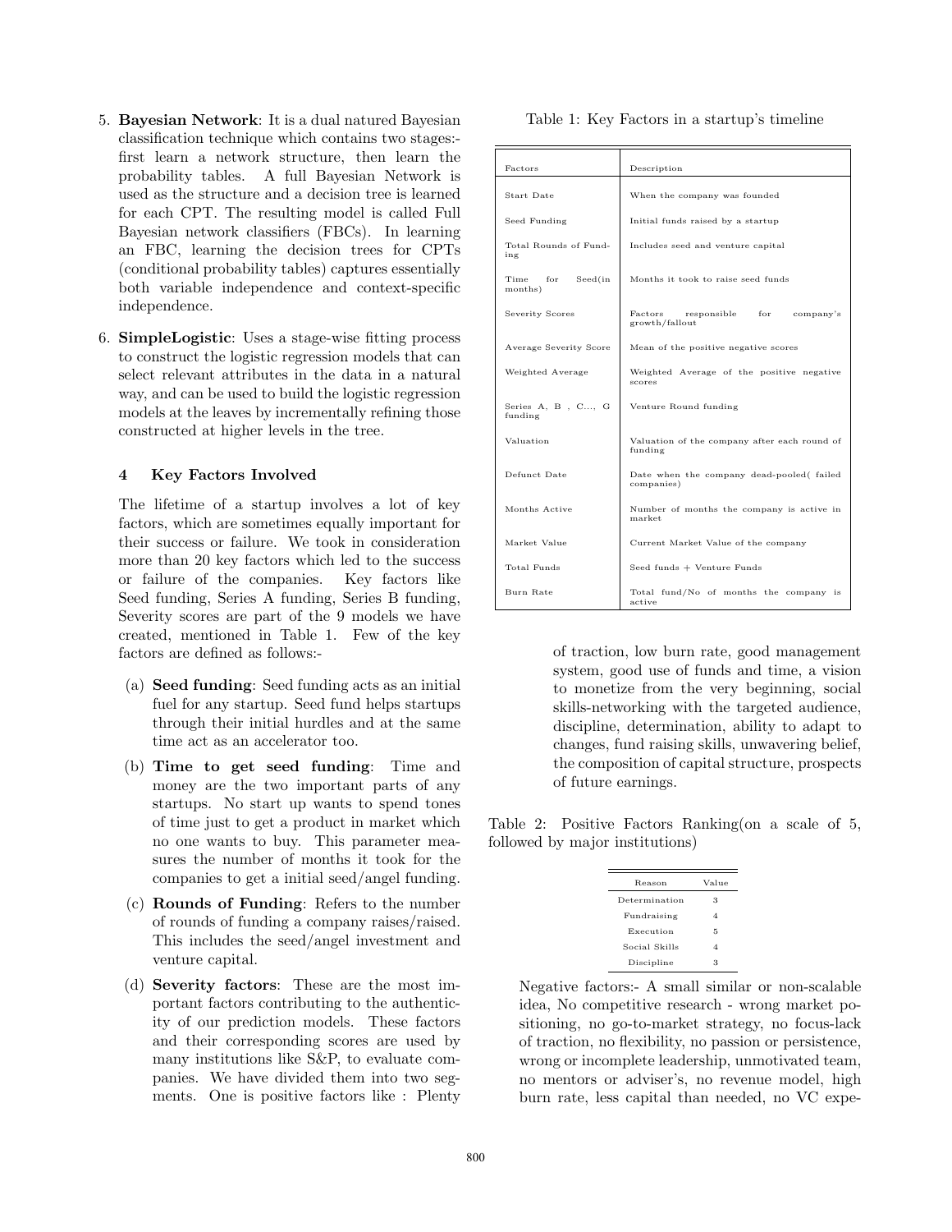5. **Bayesian Network**: It is a dual natured Bayesian classification technique which contains two stages:- first learn a network structure, then learn the probability tables. A full Bayesian Network is used as the structure and a decision tree is learned for each CPT. The resulting model is called Full Bayesian network classifiers (FBCs). In learning an FBC, learning the decision trees for CPTs (conditional probability tables) captures essentially both variable independence and context-specific independence.

6. **SimpleLogistic**: Uses a stage-wise fitting process to construct the logistic regression models that can select relevant attributes in the data in a natural way, and can be used to build the logistic regression models at the leaves by incrementally refining those constructed at higher levels in the tree.

## 4 Key Factors Involved

The lifetime of a startup involves a lot of key factors, which are sometimes equally important for their success or failure. We took in consideration more than 20 key factors which led to the success or failure of the companies. Key factors like Seed funding, Series A funding, Series B funding, Severity scores are part of the 9 models we have created, mentioned in Table 1. Few of the key factors are defined as follows:-

(a) **Seed funding**: Seed funding acts as an initial fuel for any startup. Seed fund helps startups through their initial hurdles and at the same time act as an accelerator too.

(b) **Time to get seed funding**: Time and money are the two important parts of any startups. No start up wants to spend tones of time just to get a product in market which no one wants to buy. This parameter measures the number of months it took for the companies to get a initial seed/angel funding.

(c) **Rounds of Funding**: Refers to the number of rounds of funding a company raises/raised. This includes the seed/angel investment and venture capital.

(d) **Severity factors**: These are the most important factors contributing to the authenticity of our prediction models. These factors and their corresponding scores are used by many institutions like S&P, to evaluate companies. We have divided them into two segments. One is positive factors like : Plenty of traction, low burn rate, good management system, good use of funds and time, a vision to monetize from the very beginning, social skills-networking with the targeted audience, discipline, determination, ability to adapt to changes, fund raising skills, unwavering belief, the composition of capital structure, prospects of future earnings.

Table 1: Key Factors in a startup's timeline

| Factors | Description |
|---|---|
| Start Date | When the company was founded |
| Seed Funding | Initial funds raised by a startup |
| Total Rounds of Funding | Includes seed and venture capital |
| Time for Seed(in months) | Months it took to raise seed funds |
| Severity Scores | Factors responsible for company's growth/fallout |
| Average Severity Score | Mean of the positive negative scores |
| Weighted Average | Weighted Average of the positive negative scores |
| Series A, B , C..., G funding | Venture Round funding |
| Valuation | Valuation of the company after each round of funding |
| Defunct Date | Date when the company dead-pooled( failed companies) |
| Months Active | Number of months the company is active in market |
| Market Value | Current Market Value of the company |
| Total Funds | Seed funds + Venture Funds |
| Burn Rate | Total fund/No of months the company is active |

Table 2: Positive Factors Ranking(on a scale of 5, followed by major institutions)

| Reason | Value |
|---|---|
| Determination | 3 |
| Fundraising | 4 |
| Execution | 5 |
| Social Skills | 4 |
| Discipline | 3 |

Negative factors:- A small similar or non-scalable idea, No competitive research - wrong market positioning, no go-to-market strategy, no focus-lack of traction, no flexibility, no passion or persistence, wrong or incomplete leadership, unmotivated team, no mentors or adviser's, no revenue model, high burn rate, less capital than needed, no VC expe-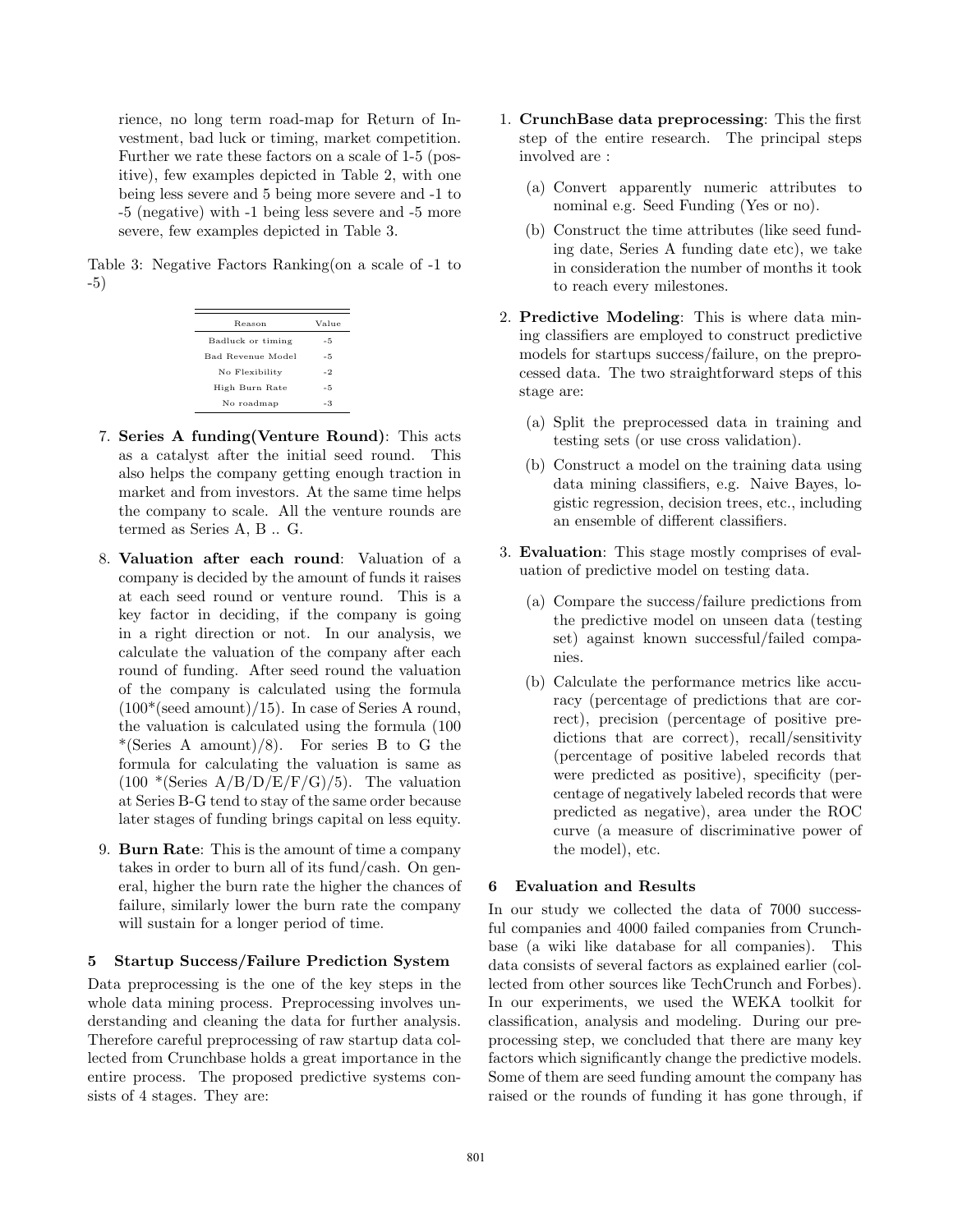rience, no long term road-map for Return of Investment, bad luck or timing, market competition. Further we rate these factors on a scale of 1-5 (positive), few examples depicted in Table 2, with one being less severe and 5 being more severe and -1 to -5 (negative) with -1 being less severe and -5 more severe, few examples depicted in Table 3.

Table 3: Negative Factors Ranking(on a scale of -1 to -5)

| Reason | Value |
|---|---|
| Badluck or timing | -5 |
| Bad Revenue Model | -5 |
| No Flexibility | -2 |
| High Burn Rate | -5 |
| No roadmap | -3 |

7. **Series A funding(Venture Round)**: This acts as a catalyst after the initial seed round. This also helps the company getting enough traction in market and from investors. At the same time helps the company to scale. All the venture rounds are termed as Series A, B .. G.

8. **Valuation after each round**: Valuation of a company is decided by the amount of funds it raises at each seed round or venture round. This is a key factor in deciding, if the company is going in a right direction or not. In our analysis, we calculate the valuation of the company after each round of funding. After seed round the valuation of the company is calculated using the formula (100*(seed amount)/15). In case of Series A round, the valuation is calculated using the formula (100 *(Series A amount)/8). For series B to G the formula for calculating the valuation is same as (100 *(Series A/B/D/E/F/G)/5). The valuation at Series B-G tend to stay of the same order because later stages of funding brings capital on less equity.

9. **Burn Rate**: This is the amount of time a company takes in order to burn all of its fund/cash. On general, higher the burn rate the higher the chances of failure, similarly lower the burn rate the company will sustain for a longer period of time.

## 5 Startup Success/Failure Prediction System

Data preprocessing is the one of the key steps in the whole data mining process. Preprocessing involves understanding and cleaning the data for further analysis. Therefore careful preprocessing of raw startup data collected from Crunchbase holds a great importance in the entire process. The proposed predictive systems consists of 4 stages. They are:

1. **CrunchBase data preprocessing**: This the first step of the entire research. The principal steps involved are :
   (a) Convert apparently numeric attributes to nominal e.g. Seed Funding (Yes or no).
   (b) Construct the time attributes (like seed funding date, Series A funding date etc), we take in consideration the number of months it took to reach every milestones.

2. **Predictive Modeling**: This is where data mining classifiers are employed to construct predictive models for startups success/failure, on the preprocessed data. The two straightforward steps of this stage are:
   (a) Split the preprocessed data in training and testing sets (or use cross validation).
   (b) Construct a model on the training data using data mining classifiers, e.g. Naive Bayes, logistic regression, decision trees, etc., including an ensemble of different classifiers.

3. **Evaluation**: This stage mostly comprises of evaluation of predictive model on testing data.
   (a) Compare the success/failure predictions from the predictive model on unseen data (testing set) against known successful/failed companies.
   (b) Calculate the performance metrics like accuracy (percentage of predictions that are correct), precision (percentage of positive predictions that are correct), recall/sensitivity (percentage of positive labeled records that were predicted as positive), specificity (percentage of negatively labeled records that were predicted as negative), area under the ROC curve (a measure of discriminative power of the model), etc.

## 6 Evaluation and Results

In our study we collected the data of 7000 successful companies and 4000 failed companies from Crunchbase (a wiki like database for all companies). This data consists of several factors as explained earlier (collected from other sources like TechCrunch and Forbes). In our experiments, we used the WEKA toolkit for classification, analysis and modeling. During our preprocessing step, we concluded that there are many key factors which significantly change the predictive models. Some of them are seed funding amount the company has raised or the rounds of funding it has gone through, if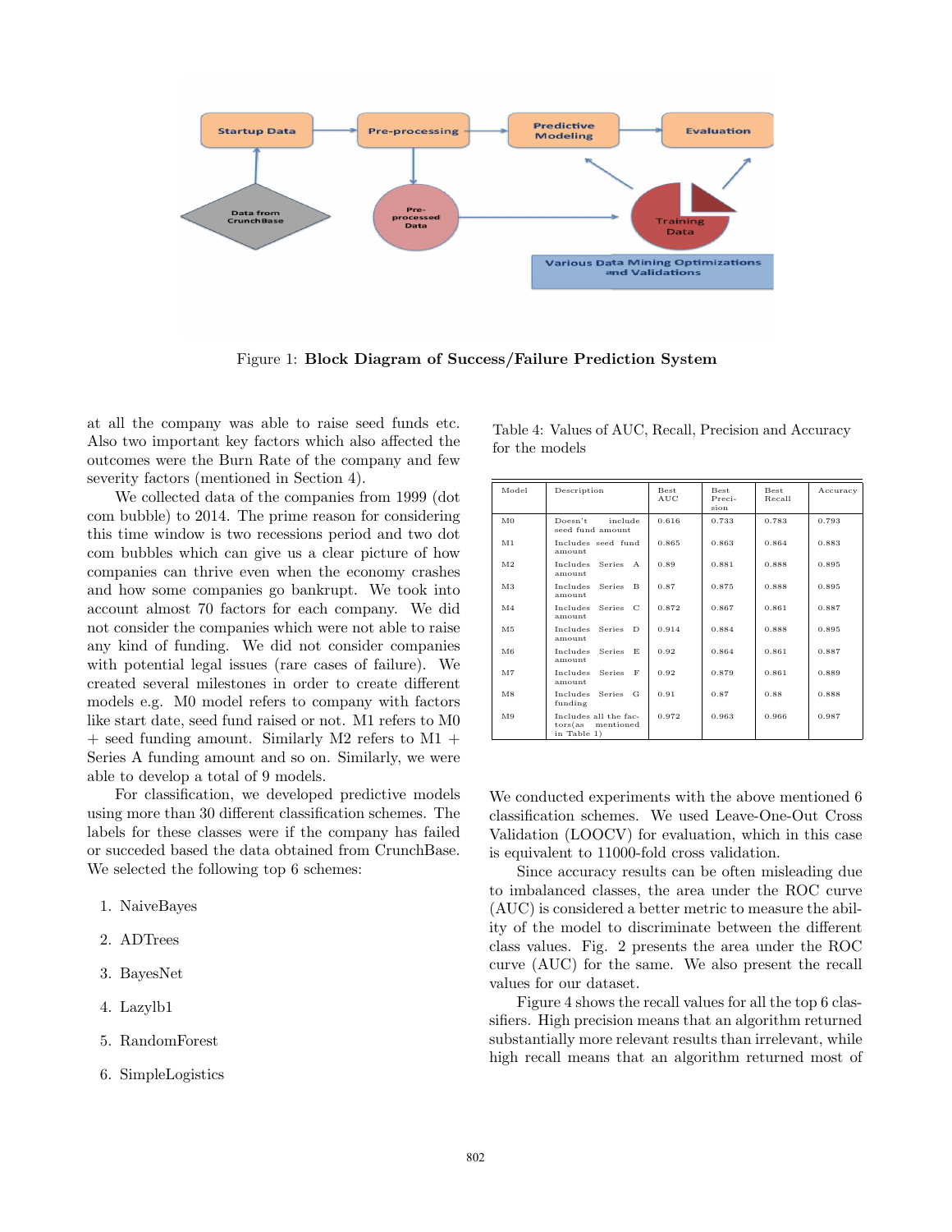Figure 1: **Block Diagram of Success/Failure Prediction System**

at all the company was able to raise seed funds etc. Also two important key factors which also affected the outcomes were the Burn Rate of the company and few severity factors (mentioned in Section 4).

We collected data of the companies from 1999 (dot com bubble) to 2014. The prime reason for considering this time window is two recessions period and two dot com bubbles which can give us a clear picture of how companies can thrive even when the economy crashes and how some companies go bankrupt. We took into account almost 70 factors for each company. We did not consider the companies which were not able to raise any kind of funding. We did not consider companies with potential legal issues (rare cases of failure). We created several milestones in order to create different models e.g. M0 model refers to company with factors like start date, seed fund raised or not. M1 refers to M0 + seed funding amount. Similarly M2 refers to M1 + Series A funding amount and so on. Similarly, we were able to develop a total of 9 models.

For classification, we developed predictive models using more than 30 different classification schemes. The labels for these classes were if the company has failed or succeded based the data obtained from CrunchBase. We selected the following top 6 schemes:

1. NaiveBayes
2. ADTrees
3. BayesNet
4. Lazylb1
5. RandomForest
6. SimpleLogistics

Table 4: Values of AUC, Recall, Precision and Accuracy for the models

| Model | Description | Best AUC | Best Precision | Best Recall | Accuracy |
|---|---|---|---|---|---|
| M0 | Doesn't include seed fund amount | 0.616 | 0.733 | 0.783 | 0.793 |
| M1 | Includes seed fund amount | 0.865 | 0.863 | 0.864 | 0.883 |
| M2 | Includes Series A amount | 0.89 | 0.881 | 0.888 | 0.895 |
| M3 | Includes Series B amount | 0.87 | 0.875 | 0.888 | 0.895 |
| M4 | Includes Series C amount | 0.872 | 0.867 | 0.861 | 0.887 |
| M5 | Includes Series D amount | 0.914 | 0.884 | 0.888 | 0.895 |
| M6 | Includes Series E amount | 0.92 | 0.864 | 0.861 | 0.887 |
| M7 | Includes Series F amount | 0.92 | 0.879 | 0.861 | 0.889 |
| M8 | Includes Series G funding | 0.91 | 0.87 | 0.88 | 0.888 |
| M9 | Includes all the factors(as mentioned in Table 1) | 0.972 | 0.963 | 0.966 | 0.987 |

We conducted experiments with the above mentioned 6 classification schemes. We used Leave-One-Out Cross Validation (LOOCV) for evaluation, which in this case is equivalent to 11000-fold cross validation.

Since accuracy results can be often misleading due to imbalanced classes, the area under the ROC curve (AUC) is considered a better metric to measure the ability of the model to discriminate between the different class values. Fig. 2 presents the area under the ROC curve (AUC) for the same. We also present the recall values for our dataset.

Figure 4 shows the recall values for all the top 6 classifiers. High precision means that an algorithm returned substantially more relevant results than irrelevant, while high recall means that an algorithm returned most of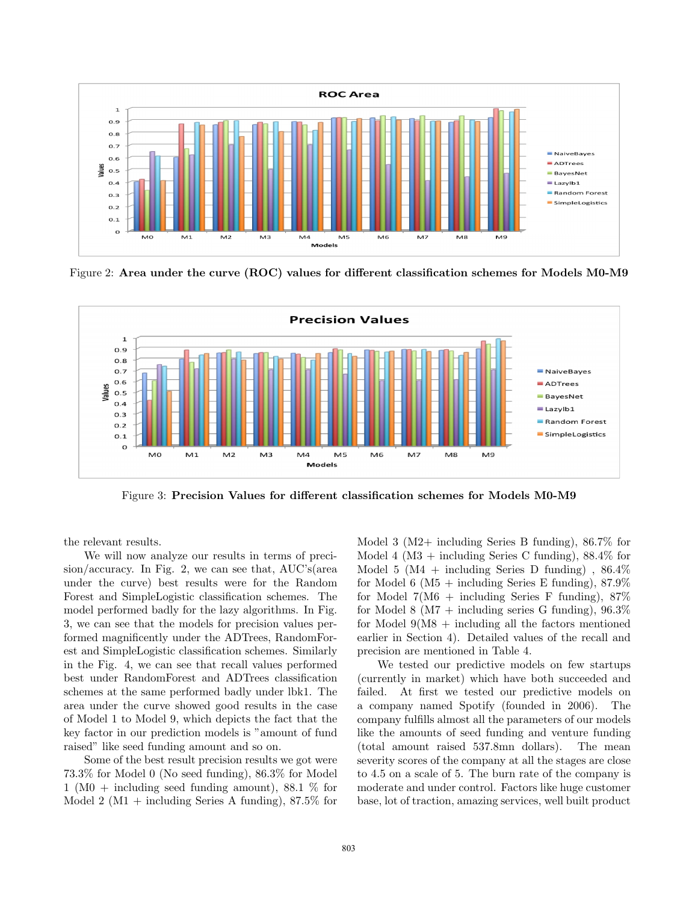Figure 2: **Area under the curve (ROC) values for different classification schemes for Models M0-M9**

Figure 3: **Precision Values for different classification schemes for Models M0-M9**

the relevant results.

We will now analyze our results in terms of precision/accuracy. In Fig. 2, we can see that, AUC's(area under the curve) best results were for the Random Forest and SimpleLogistic classification schemes. The model performed badly for the lazy algorithms. In Fig. 3, we can see that the models for precision values performed magnificently under the ADTrees, RandomForest and SimpleLogistic classification schemes. Similarly in the Fig. 4, we can see that recall values performed best under RandomForest and ADTrees classification schemes at the same performed badly under lbk1. The area under the curve showed good results in the case of Model 1 to Model 9, which depicts the fact that the key factor in our prediction models is "amount of fund raised" like seed funding amount and so on.

Some of the best result precision results we got were 73.3% for Model 0 (No seed funding), 86.3% for Model 1 (M0 + including seed funding amount), 88.1 % for Model 2 (M1 + including Series A funding), 87.5% for Model 3 (M2+ including Series B funding), 86.7% for Model 4 (M3 + including Series C funding), 88.4% for Model 5 (M4 + including Series D funding) , 86.4% for Model 6 (M5 + including Series E funding), 87.9% for Model 7(M6 + including Series F funding), 87% for Model 8 (M7 + including series G funding), 96.3% for Model 9(M8 + including all the factors mentioned earlier in Section 4). Detailed values of the recall and precision are mentioned in Table 4.

We tested our predictive models on few startups (currently in market) which have both succeeded and failed. At first we tested our predictive models on a company named Spotify (founded in 2006). The company fulfills almost all the parameters of our models like the amounts of seed funding and venture funding (total amount raised 537.8mn dollars). The mean severity scores of the company at all the stages are close to 4.5 on a scale of 5. The burn rate of the company is moderate and under control. Factors like huge customer base, lot of traction, amazing services, well built product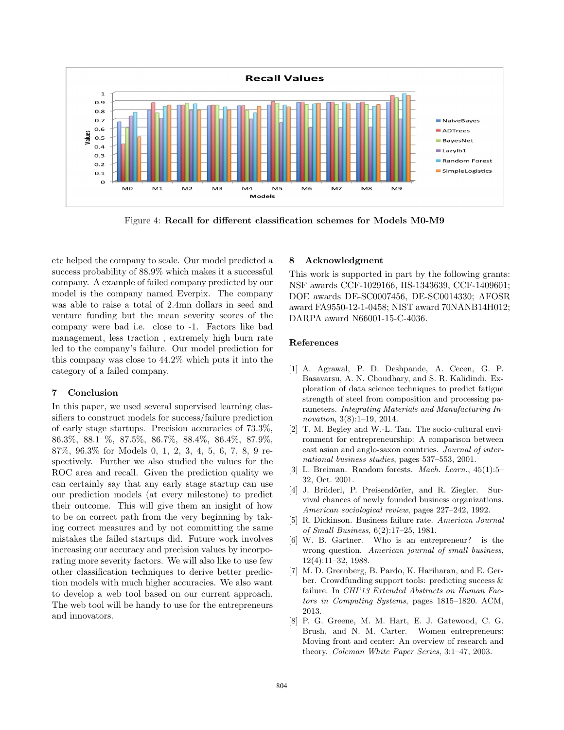Figure 4: **Recall for different classification schemes for Models M0-M9**

etc helped the company to scale. Our model predicted a success probability of 88.9% which makes it a successful company. A example of failed company predicted by our model is the company named Everpix. The company was able to raise a total of 2.4mn dollars in seed and venture funding but the mean severity scores of the company were bad i.e. close to -1. Factors like bad management, less traction , extremely high burn rate led to the company's failure. Our model prediction for this company was close to 44.2% which puts it into the category of a failed company.

## 7 Conclusion

In this paper, we used several supervised learning classifiers to construct models for success/failure prediction of early stage startups. Precision accuracies of 73.3%, 86.3%, 88.1 %, 87.5%, 86.7%, 88.4%, 86.4%, 87.9%, 87%, 96.3% for Models 0, 1, 2, 3, 4, 5, 6, 7, 8, 9 respectively. Further we also studied the values for the ROC area and recall. Given the prediction quality we can certainly say that any early stage startup can use our prediction models (at every milestone) to predict their outcome. This will give them an insight of how to be on correct path from the very beginning by taking correct measures and by not committing the same mistakes the failed startups did. Future work involves increasing our accuracy and precision values by incorporating more severity factors. We will also like to use few other classification techniques to derive better prediction models with much higher accuracies. We also want to develop a web tool based on our current approach. The web tool will be handy to use for the entrepreneurs and innovators.

## 8 Acknowledgment

This work is supported in part by the following grants: NSF awards CCF-1029166, IIS-1343639, CCF-1409601; DOE awards DE-SC0007456, DE-SC0014330; AFOSR award FA9550-12-1-0458; NIST award 70NANB14H012; DARPA award N66001-15-C-4036.

## References

[1] A. Agrawal, P. D. Deshpande, A. Cecen, G. P. Basavarsu, A. N. Choudhary, and S. R. Kalidindi. Exploration of data science techniques to predict fatigue strength of steel from composition and processing parameters. *Integrating Materials and Manufacturing Innovation*, 3(8):1–19, 2014.

[2] T. M. Begley and W.-L. Tan. The socio-cultural environment for entrepreneurship: A comparison between east asian and anglo-saxon countries. *Journal of international business studies*, pages 537–553, 2001.

[3] L. Breiman. Random forests. *Mach. Learn.*, 45(1):5–32, Oct. 2001.

[4] J. Brüderl, P. Preisendörfer, and R. Ziegler. Survival chances of newly founded business organizations. *American sociological review*, pages 227–242, 1992.

[5] R. Dickinson. Business failure rate. *American Journal of Small Business*, 6(2):17–25, 1981.

[6] W. B. Gartner. Who is an entrepreneur? is the wrong question. *American journal of small business*, 12(4):11–32, 1988.

[7] M. D. Greenberg, B. Pardo, K. Hariharan, and E. Gerber. Crowdfunding support tools: predicting success & failure. In *CHI'13 Extended Abstracts on Human Factors in Computing Systems*, pages 1815–1820. ACM, 2013.

[8] P. G. Greene, M. M. Hart, E. J. Gatewood, C. G. Brush, and N. M. Carter. Women entrepreneurs: Moving front and center: An overview of research and theory. *Coleman White Paper Series*, 3:1–47, 2003.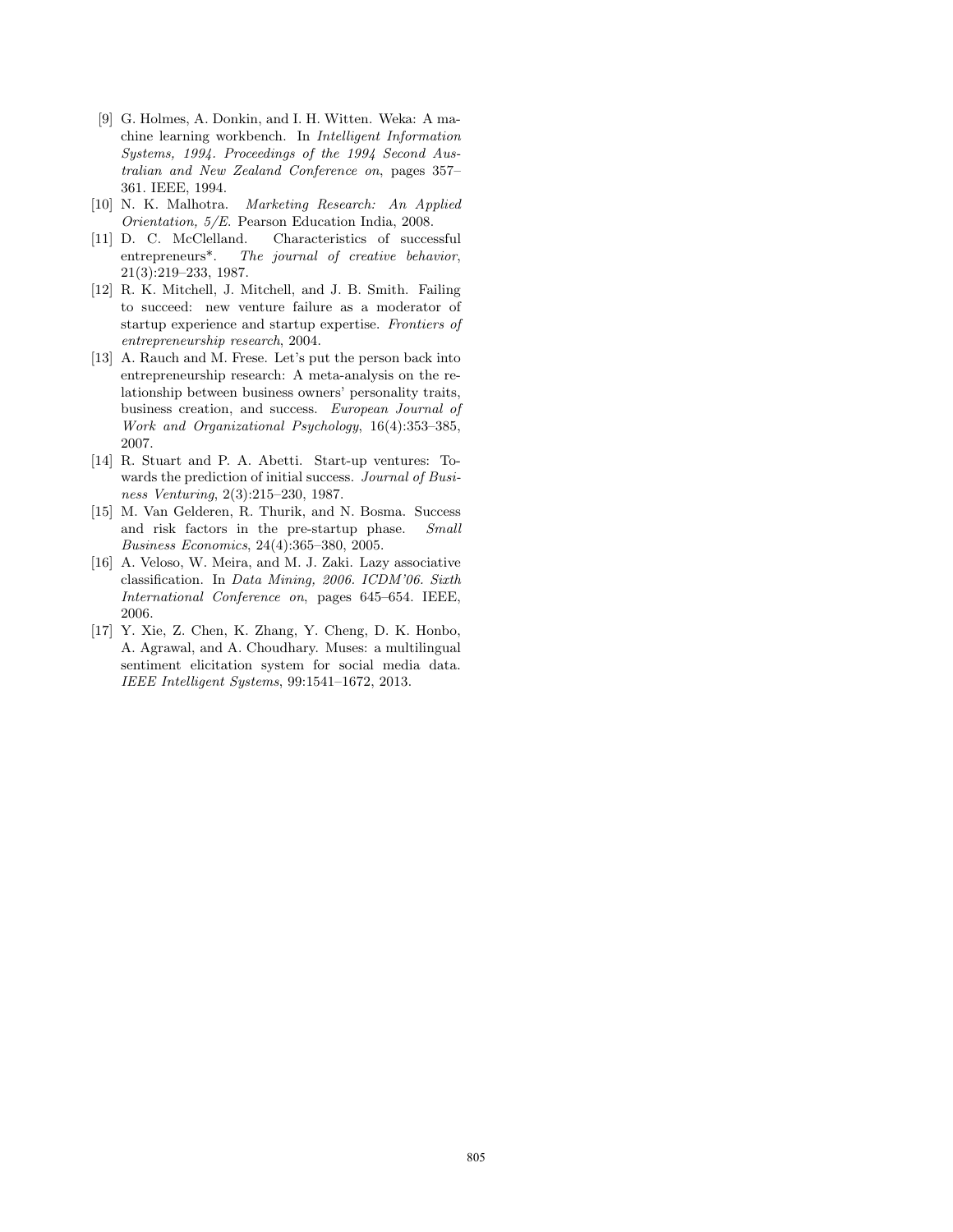[9] G. Holmes, A. Donkin, and I. H. Witten. Weka: A machine learning workbench. In *Intelligent Information Systems, 1994. Proceedings of the 1994 Second Australian and New Zealand Conference on*, pages 357–361. IEEE, 1994.

[10] N. K. Malhotra. *Marketing Research: An Applied Orientation, 5/E.* Pearson Education India, 2008.

[11] D. C. McClelland. Characteristics of successful entrepreneurs*. *The journal of creative behavior*, 21(3):219–233, 1987.

[12] R. K. Mitchell, J. Mitchell, and J. B. Smith. Failing to succeed: new venture failure as a moderator of startup experience and startup expertise. *Frontiers of entrepreneurship research*, 2004.

[13] A. Rauch and M. Frese. Let's put the person back into entrepreneurship research: A meta-analysis on the relationship between business owners' personality traits, business creation, and success. *European Journal of Work and Organizational Psychology*, 16(4):353–385, 2007.

[14] R. Stuart and P. A. Abetti. Start-up ventures: Towards the prediction of initial success. *Journal of Business Venturing*, 2(3):215–230, 1987.

[15] M. Van Gelderen, R. Thurik, and N. Bosma. Success and risk factors in the pre-startup phase. *Small Business Economics*, 24(4):365–380, 2005.

[16] A. Veloso, W. Meira, and M. J. Zaki. Lazy associative classification. In *Data Mining, 2006. ICDM'06. Sixth International Conference on*, pages 645–654. IEEE, 2006.

[17] Y. Xie, Z. Chen, K. Zhang, Y. Cheng, D. K. Honbo, A. Agrawal, and A. Choudhary. Muses: a multilingual sentiment elicitation system for social media data. *IEEE Intelligent Systems*, 99:1541–1672, 2013.